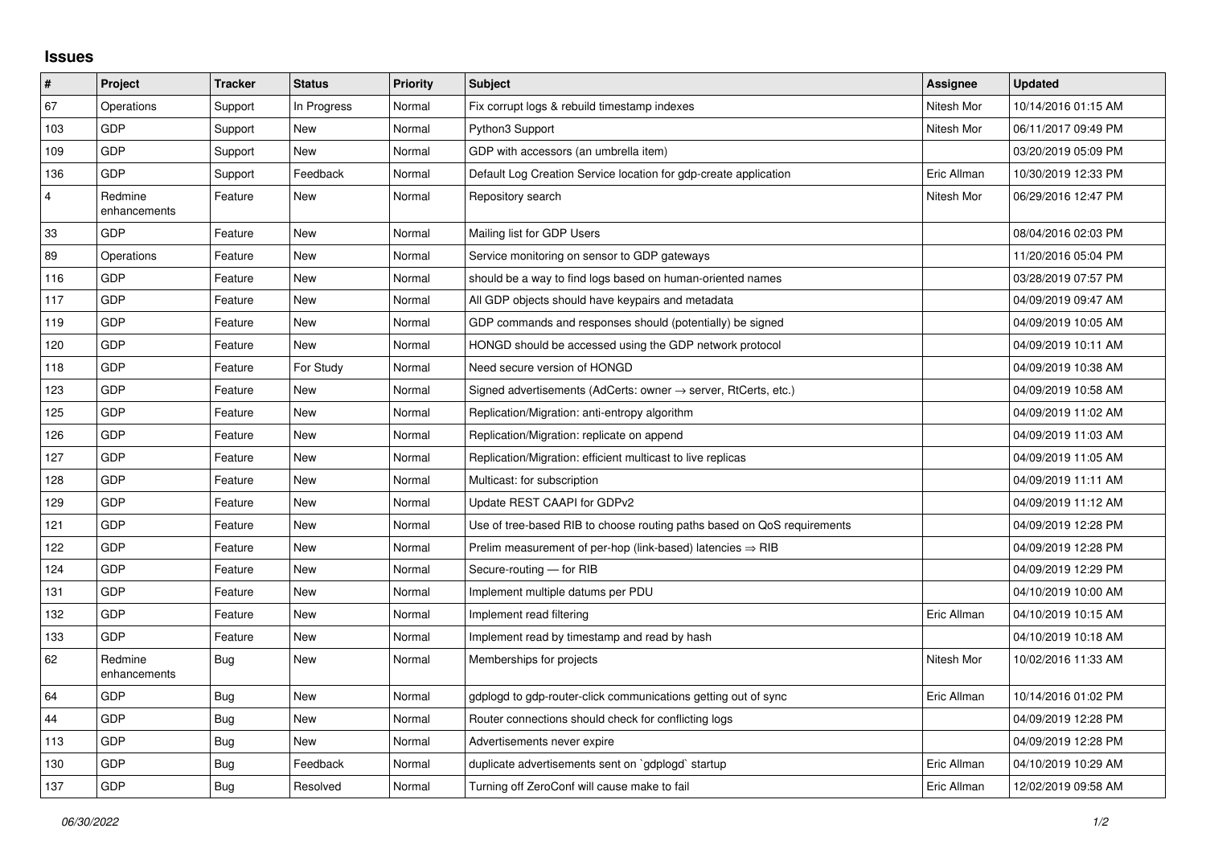## Issues

| # | Project | Tracker | Status | Priority | Subject | Assignee | Updated |
|---|---|---|---|---|---|---|---|
| 67 | Operations | Support | In Progress | Normal | Fix corrupt logs & rebuild timestamp indexes | Nitesh Mor | 10/14/2016 01:15 AM |
| 103 | GDP | Support | New | Normal | Python3 Support | Nitesh Mor | 06/11/2017 09:49 PM |
| 109 | GDP | Support | New | Normal | GDP with accessors (an umbrella item) | | 03/20/2019 05:09 PM |
| 136 | GDP | Support | Feedback | Normal | Default Log Creation Service location for gdp-create application | Eric Allman | 10/30/2019 12:33 PM |
| 4 | Redmine enhancements | Feature | New | Normal | Repository search | Nitesh Mor | 06/29/2016 12:47 PM |
| 33 | GDP | Feature | New | Normal | Mailing list for GDP Users | | 08/04/2016 02:03 PM |
| 89 | Operations | Feature | New | Normal | Service monitoring on sensor to GDP gateways | | 11/20/2016 05:04 PM |
| 116 | GDP | Feature | New | Normal | should be a way to find logs based on human-oriented names | | 03/28/2019 07:57 PM |
| 117 | GDP | Feature | New | Normal | All GDP objects should have keypairs and metadata | | 04/09/2019 09:47 AM |
| 119 | GDP | Feature | New | Normal | GDP commands and responses should (potentially) be signed | | 04/09/2019 10:05 AM |
| 120 | GDP | Feature | New | Normal | HONGD should be accessed using the GDP network protocol | | 04/09/2019 10:11 AM |
| 118 | GDP | Feature | For Study | Normal | Need secure version of HONGD | | 04/09/2019 10:38 AM |
| 123 | GDP | Feature | New | Normal | Signed advertisements (AdCerts: owner → server, RtCerts, etc.) | | 04/09/2019 10:58 AM |
| 125 | GDP | Feature | New | Normal | Replication/Migration: anti-entropy algorithm | | 04/09/2019 11:02 AM |
| 126 | GDP | Feature | New | Normal | Replication/Migration: replicate on append | | 04/09/2019 11:03 AM |
| 127 | GDP | Feature | New | Normal | Replication/Migration: efficient multicast to live replicas | | 04/09/2019 11:05 AM |
| 128 | GDP | Feature | New | Normal | Multicast: for subscription | | 04/09/2019 11:11 AM |
| 129 | GDP | Feature | New | Normal | Update REST CAAPI for GDPv2 | | 04/09/2019 11:12 AM |
| 121 | GDP | Feature | New | Normal | Use of tree-based RIB to choose routing paths based on QoS requirements | | 04/09/2019 12:28 PM |
| 122 | GDP | Feature | New | Normal | Prelim measurement of per-hop (link-based) latencies ⇒ RIB | | 04/09/2019 12:28 PM |
| 124 | GDP | Feature | New | Normal | Secure-routing — for RIB | | 04/09/2019 12:29 PM |
| 131 | GDP | Feature | New | Normal | Implement multiple datums per PDU | | 04/10/2019 10:00 AM |
| 132 | GDP | Feature | New | Normal | Implement read filtering | Eric Allman | 04/10/2019 10:15 AM |
| 133 | GDP | Feature | New | Normal | Implement read by timestamp and read by hash | | 04/10/2019 10:18 AM |
| 62 | Redmine enhancements | Bug | New | Normal | Memberships for projects | Nitesh Mor | 10/02/2016 11:33 AM |
| 64 | GDP | Bug | New | Normal | gdplogd to gdp-router-click communications getting out of sync | Eric Allman | 10/14/2016 01:02 PM |
| 44 | GDP | Bug | New | Normal | Router connections should check for conflicting logs | | 04/09/2019 12:28 PM |
| 113 | GDP | Bug | New | Normal | Advertisements never expire | | 04/09/2019 12:28 PM |
| 130 | GDP | Bug | Feedback | Normal | duplicate advertisements sent on `gdplogd` startup | Eric Allman | 04/10/2019 10:29 AM |
| 137 | GDP | Bug | Resolved | Normal | Turning off ZeroConf will cause make to fail | Eric Allman | 12/02/2019 09:58 AM |

*06/30/2022*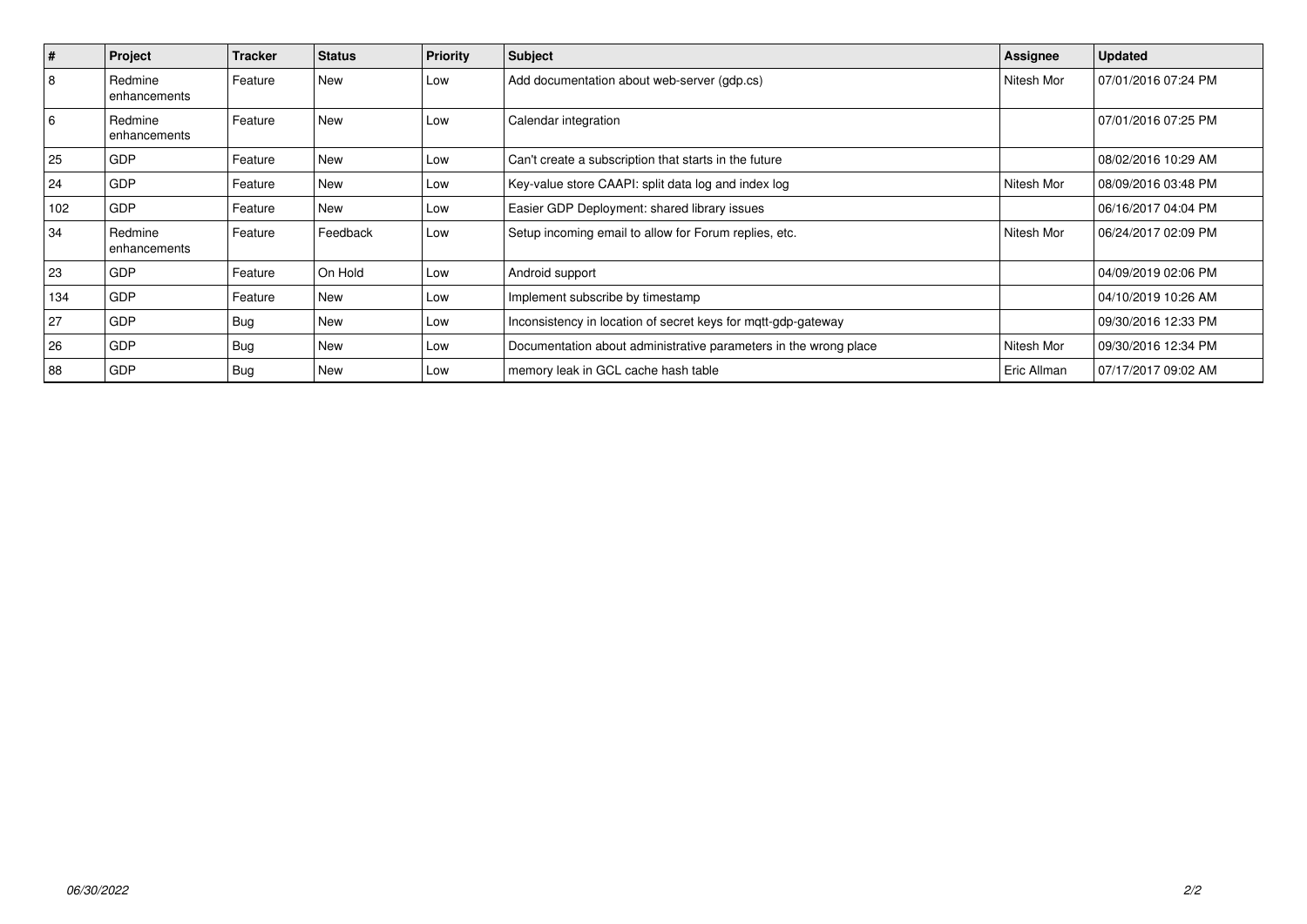| # | Project | Tracker | Status | Priority | Subject | Assignee | Updated |
|---|---|---|---|---|---|---|---|
| 8 | Redmine enhancements | Feature | New | Low | Add documentation about web-server (gdp.cs) | Nitesh Mor | 07/01/2016 07:24 PM |
| 6 | Redmine enhancements | Feature | New | Low | Calendar integration | | 07/01/2016 07:25 PM |
| 25 | GDP | Feature | New | Low | Can't create a subscription that starts in the future | | 08/02/2016 10:29 AM |
| 24 | GDP | Feature | New | Low | Key-value store CAAPI: split data log and index log | Nitesh Mor | 08/09/2016 03:48 PM |
| 102 | GDP | Feature | New | Low | Easier GDP Deployment: shared library issues | | 06/16/2017 04:04 PM |
| 34 | Redmine enhancements | Feature | Feedback | Low | Setup incoming email to allow for Forum replies, etc. | Nitesh Mor | 06/24/2017 02:09 PM |
| 23 | GDP | Feature | On Hold | Low | Android support | | 04/09/2019 02:06 PM |
| 134 | GDP | Feature | New | Low | Implement subscribe by timestamp | | 04/10/2019 10:26 AM |
| 27 | GDP | Bug | New | Low | Inconsistency in location of secret keys for mqtt-gdp-gateway | | 09/30/2016 12:33 PM |
| 26 | GDP | Bug | New | Low | Documentation about administrative parameters in the wrong place | Nitesh Mor | 09/30/2016 12:34 PM |
| 88 | GDP | Bug | New | Low | memory leak in GCL cache hash table | Eric Allman | 07/17/2017 09:02 AM |

*06/30/2022*